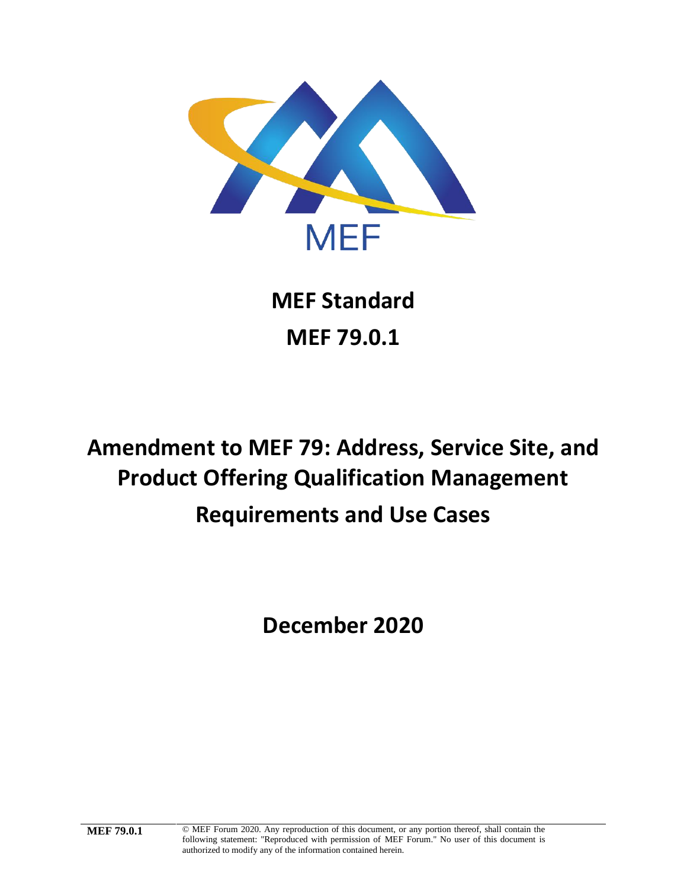MEF

# MEF Standard

# MEF 79.0.1

# Amendment to MEF 79: Address, Service Site, and Product Offering Qualification Management Requirements and Use Cases

**December 2020**

© MEF Forum 2020. Any reproduction of this document, or any portion thereof, shall contain the following statement: "Reproduced with permission of MEF Forum." No user of this document is authorized to modify any of the information contained herein.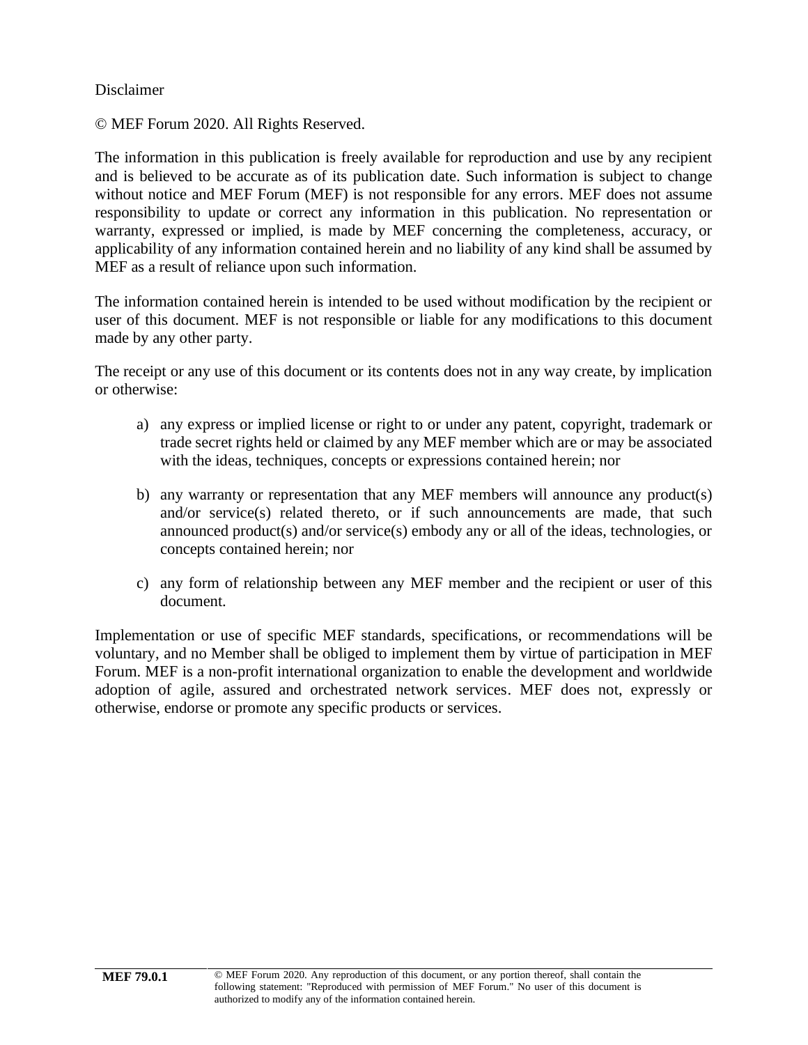Disclaimer

© MEF Forum 2020. All Rights Reserved.

The information in this publication is freely available for reproduction and use by any recipient and is believed to be accurate as of its publication date. Such information is subject to change without notice and MEF Forum (MEF) is not responsible for any errors. MEF does not assume responsibility to update or correct any information in this publication. No representation or warranty, expressed or implied, is made by MEF concerning the completeness, accuracy, or applicability of any information contained herein and no liability of any kind shall be assumed by MEF as a result of reliance upon such information.

The information contained herein is intended to be used without modification by the recipient or user of this document. MEF is not responsible or liable for any modifications to this document made by any other party.

The receipt or any use of this document or its contents does not in any way create, by implication or otherwise:

a) any express or implied license or right to or under any patent, copyright, trademark or trade secret rights held or claimed by any MEF member which are or may be associated with the ideas, techniques, concepts or expressions contained herein; nor

b) any warranty or representation that any MEF members will announce any product(s) and/or service(s) related thereto, or if such announcements are made, that such announced product(s) and/or service(s) embody any or all of the ideas, technologies, or concepts contained herein; nor

c) any form of relationship between any MEF member and the recipient or user of this document.

Implementation or use of specific MEF standards, specifications, or recommendations will be voluntary, and no Member shall be obliged to implement them by virtue of participation in MEF Forum. MEF is a non-profit international organization to enable the development and worldwide adoption of agile, assured and orchestrated network services. MEF does not, expressly or otherwise, endorse or promote any specific products or services.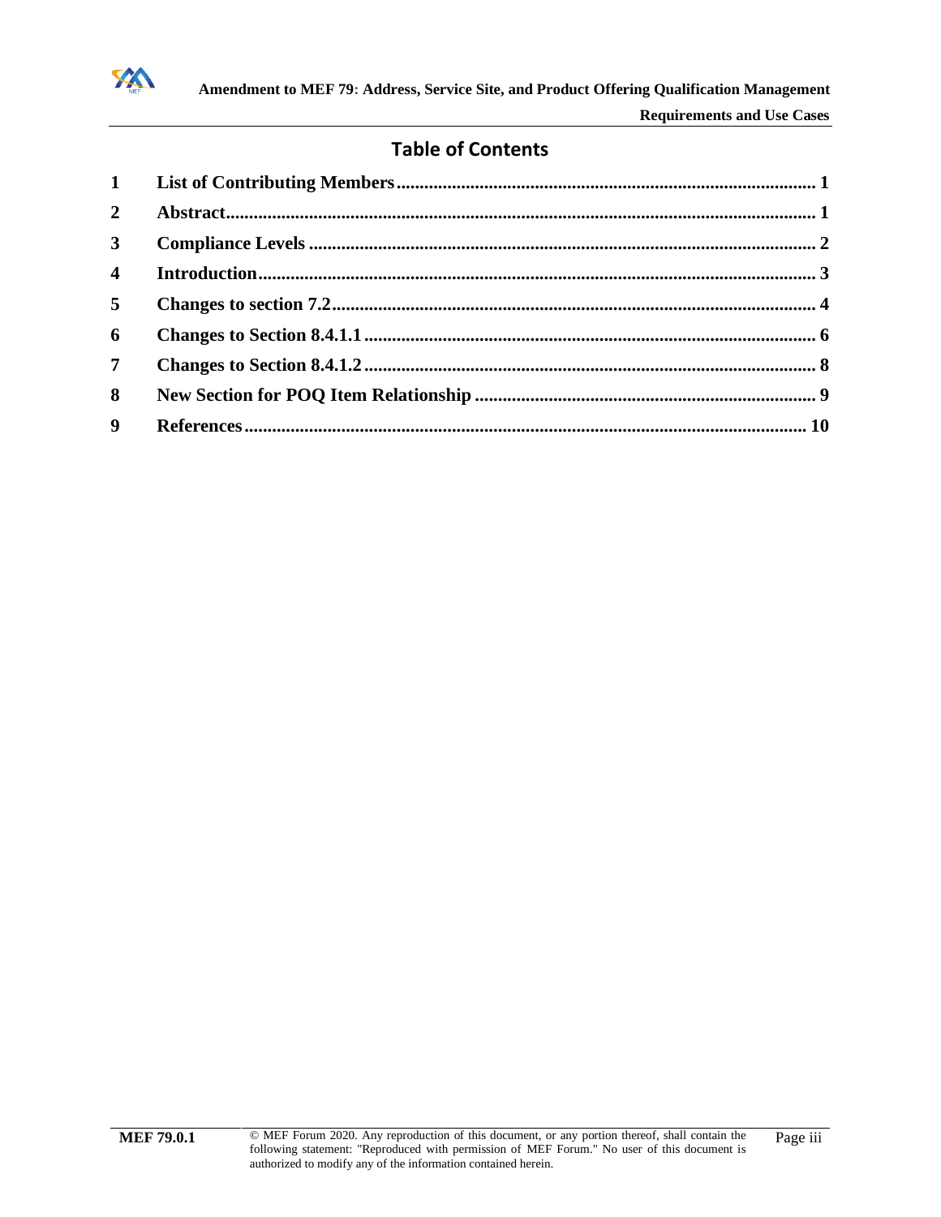# Table of Contents

1 List of Contributing Members .......... 1
2 Abstract .......... 1
3 Compliance Levels .......... 2
4 Introduction .......... 3
5 Changes to section 7.2 .......... 4
6 Changes to Section 8.4.1.1 .......... 6
7 Changes to Section 8.4.1.2 .......... 8
8 New Section for POQ Item Relationship .......... 9
9 References .......... 10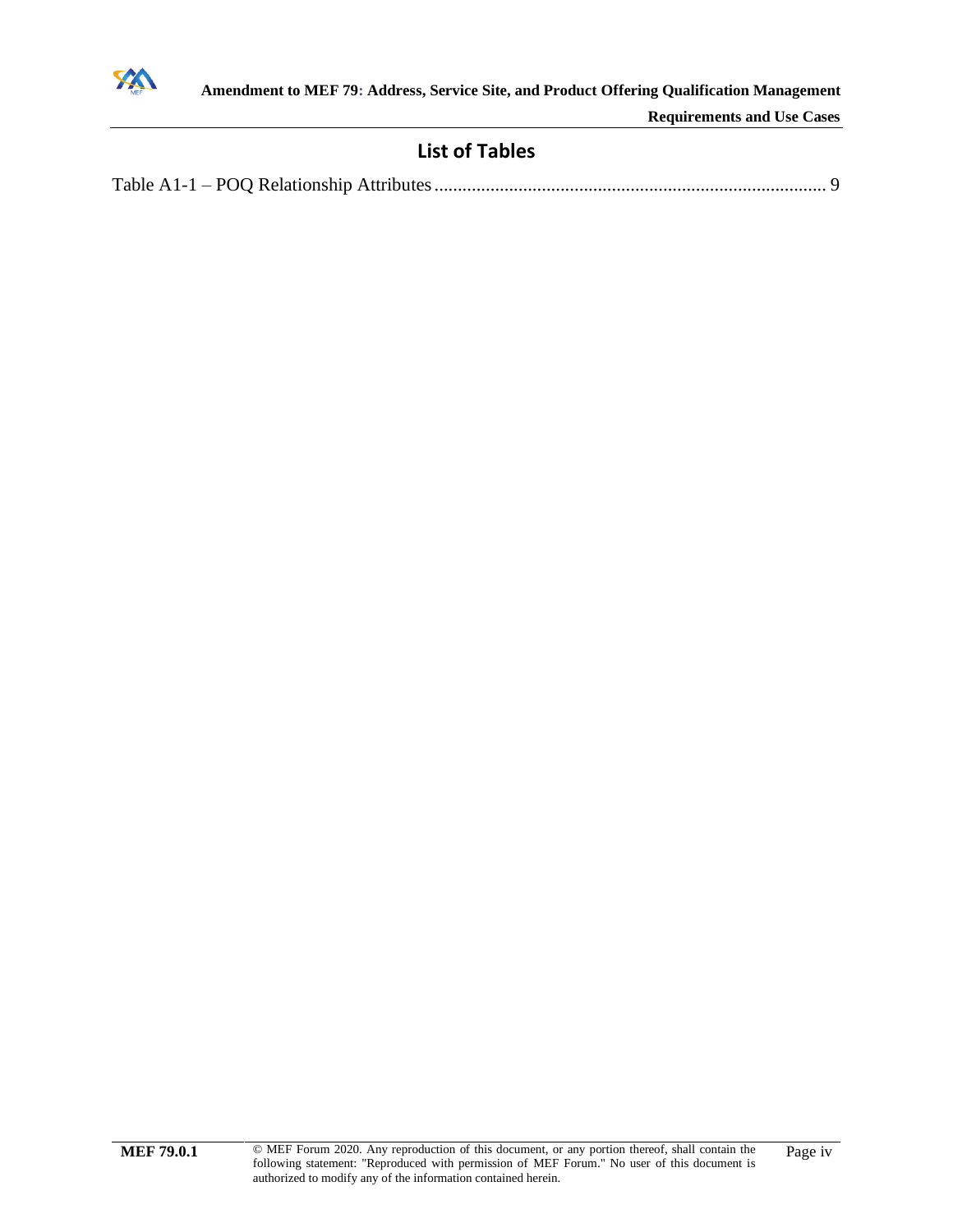## List of Tables

Table A1-1 – POQ Relationship Attributes .................................................................................... 9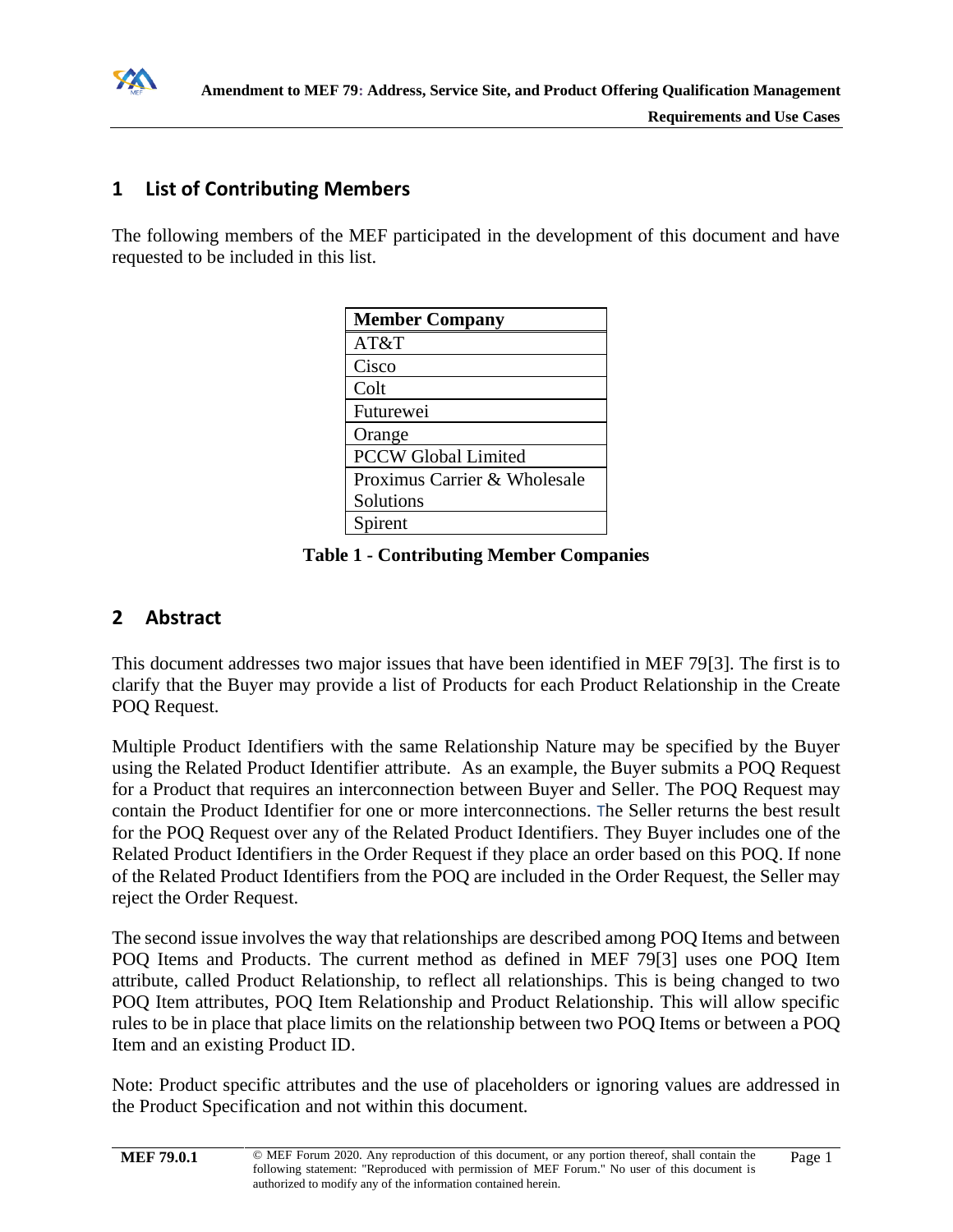## 1 List of Contributing Members

The following members of the MEF participated in the development of this document and have requested to be included in this list.

| Member Company |
|---|
| AT&T |
| Cisco |
| Colt |
| Futurewei |
| Orange |
| PCCW Global Limited |
| Proximus Carrier & Wholesale Solutions |
| Spirent |

**Table 1 - Contributing Member Companies**

## 2 Abstract

This document addresses two major issues that have been identified in MEF 79[3]. The first is to clarify that the Buyer may provide a list of Products for each Product Relationship in the Create POQ Request.

Multiple Product Identifiers with the same Relationship Nature may be specified by the Buyer using the Related Product Identifier attribute. As an example, the Buyer submits a POQ Request for a Product that requires an interconnection between Buyer and Seller. The POQ Request may contain the Product Identifier for one or more interconnections. The Seller returns the best result for the POQ Request over any of the Related Product Identifiers. They Buyer includes one of the Related Product Identifiers in the Order Request if they place an order based on this POQ. If none of the Related Product Identifiers from the POQ are included in the Order Request, the Seller may reject the Order Request.

The second issue involves the way that relationships are described among POQ Items and between POQ Items and Products. The current method as defined in MEF 79[3] uses one POQ Item attribute, called Product Relationship, to reflect all relationships. This is being changed to two POQ Item attributes, POQ Item Relationship and Product Relationship. This will allow specific rules to be in place that place limits on the relationship between two POQ Items or between a POQ Item and an existing Product ID.

Note: Product specific attributes and the use of placeholders or ignoring values are addressed in the Product Specification and not within this document.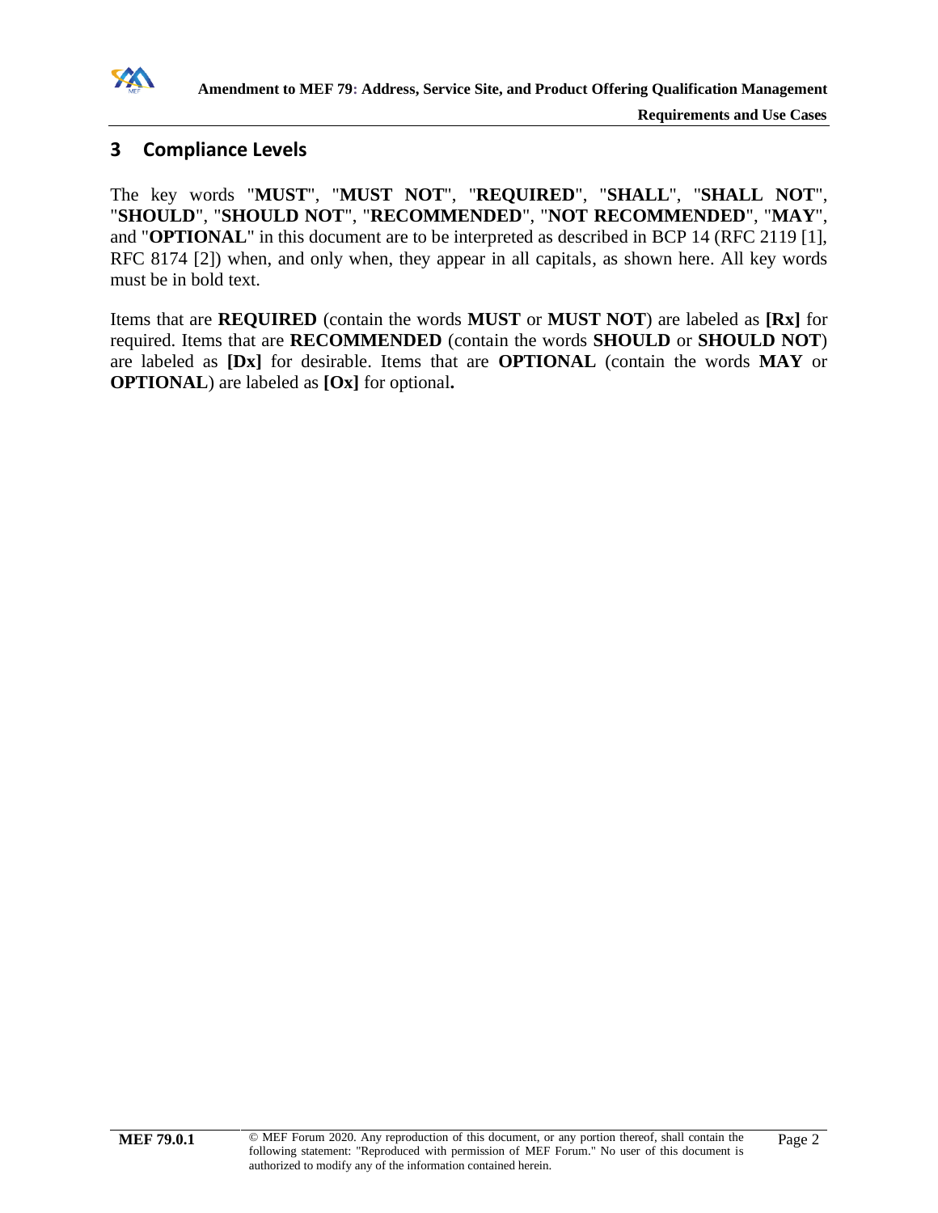## 3 Compliance Levels

The key words "**MUST**", "**MUST NOT**", "**REQUIRED**", "**SHALL**", "**SHALL NOT**", "**SHOULD**", "**SHOULD NOT**", "**RECOMMENDED**", "**NOT RECOMMENDED**", "**MAY**", and "**OPTIONAL**" in this document are to be interpreted as described in BCP 14 (RFC 2119 [1], RFC 8174 [2]) when, and only when, they appear in all capitals, as shown here. All key words must be in bold text.

Items that are **REQUIRED** (contain the words **MUST** or **MUST NOT**) are labeled as **[Rx]** for required. Items that are **RECOMMENDED** (contain the words **SHOULD** or **SHOULD NOT**) are labeled as **[Dx]** for desirable. Items that are **OPTIONAL** (contain the words **MAY** or **OPTIONAL**) are labeled as **[Ox]** for optional**.**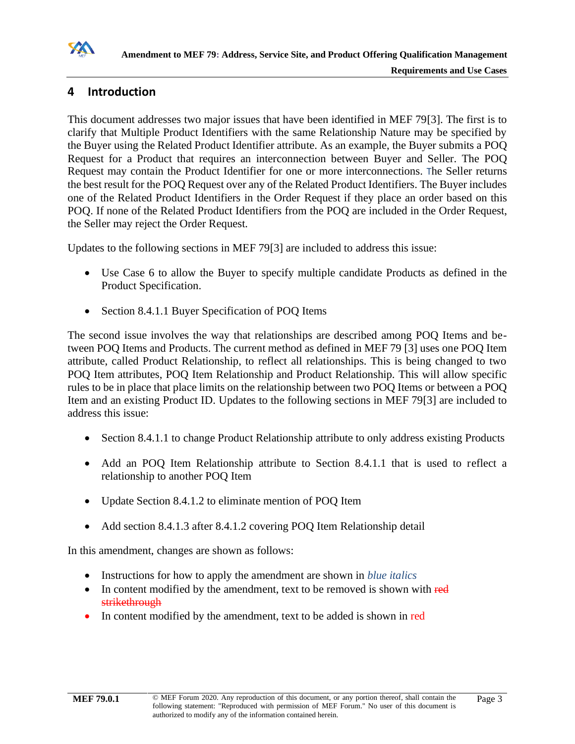# 4 Introduction

This document addresses two major issues that have been identified in MEF 79[3]. The first is to clarify that Multiple Product Identifiers with the same Relationship Nature may be specified by the Buyer using the Related Product Identifier attribute. As an example, the Buyer submits a POQ Request for a Product that requires an interconnection between Buyer and Seller. The POQ Request may contain the Product Identifier for one or more interconnections. The Seller returns the best result for the POQ Request over any of the Related Product Identifiers. The Buyer includes one of the Related Product Identifiers in the Order Request if they place an order based on this POQ. If none of the Related Product Identifiers from the POQ are included in the Order Request, the Seller may reject the Order Request.

Updates to the following sections in MEF 79[3] are included to address this issue:

- Use Case 6 to allow the Buyer to specify multiple candidate Products as defined in the Product Specification.
- Section 8.4.1.1 Buyer Specification of POQ Items

The second issue involves the way that relationships are described among POQ Items and between POQ Items and Products. The current method as defined in MEF 79 [3] uses one POQ Item attribute, called Product Relationship, to reflect all relationships. This is being changed to two POQ Item attributes, POQ Item Relationship and Product Relationship. This will allow specific rules to be in place that place limits on the relationship between two POQ Items or between a POQ Item and an existing Product ID. Updates to the following sections in MEF 79[3] are included to address this issue:

- Section 8.4.1.1 to change Product Relationship attribute to only address existing Products
- Add an POQ Item Relationship attribute to Section 8.4.1.1 that is used to reflect a relationship to another POQ Item
- Update Section 8.4.1.2 to eliminate mention of POQ Item
- Add section 8.4.1.3 after 8.4.1.2 covering POQ Item Relationship detail

In this amendment, changes are shown as follows:

- Instructions for how to apply the amendment are shown in *blue italics*
- In content modified by the amendment, text to be removed is shown with ~~red strikethrough~~
- In content modified by the amendment, text to be added is shown in red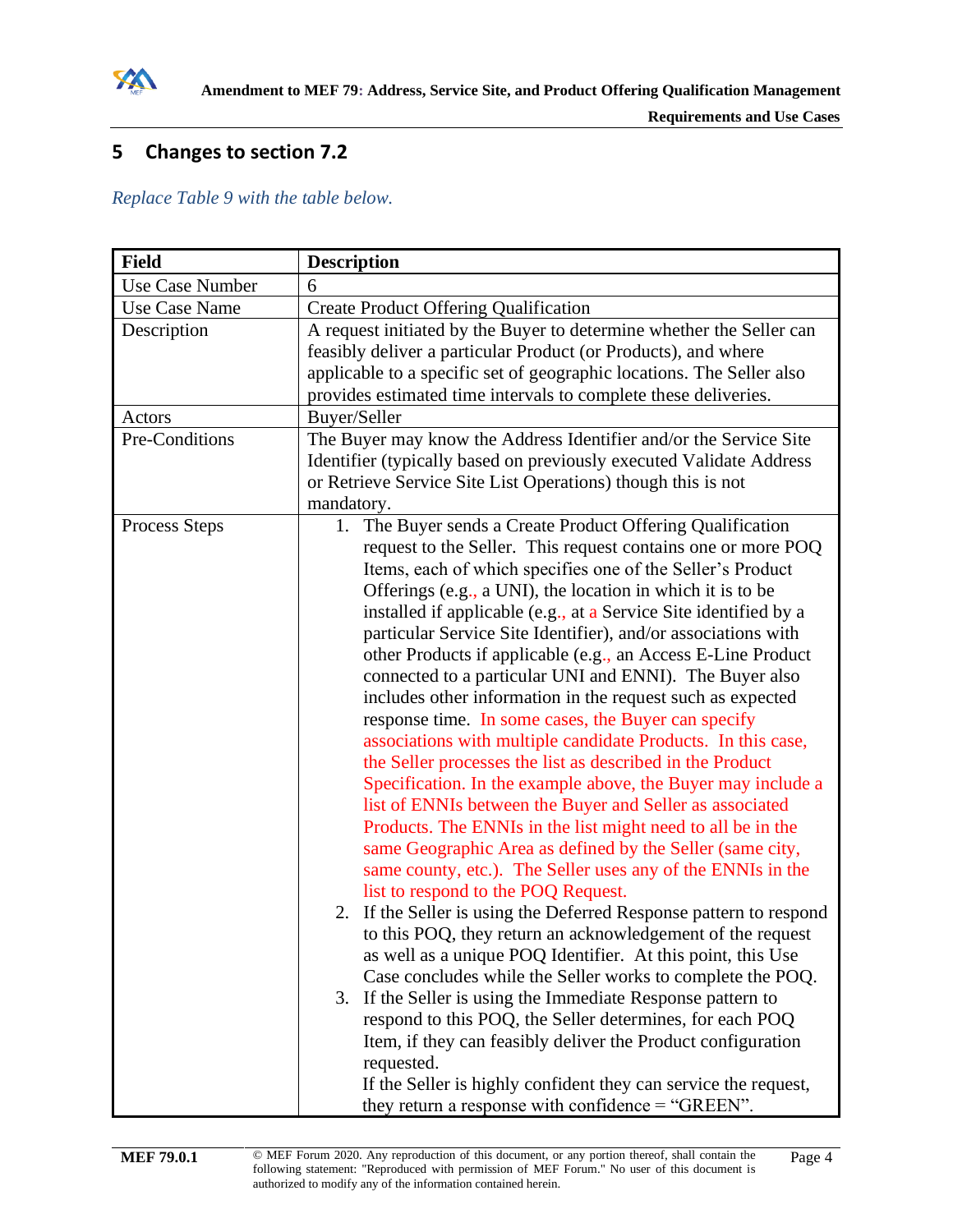## 5 Changes to section 7.2

*Replace Table 9 with the table below.*

| Field | Description |
|---|---|
| Use Case Number | 6 |
| Use Case Name | Create Product Offering Qualification |
| Description | A request initiated by the Buyer to determine whether the Seller can feasibly deliver a particular Product (or Products), and where applicable to a specific set of geographic locations. The Seller also provides estimated time intervals to complete these deliveries. |
| Actors | Buyer/Seller |
| Pre-Conditions | The Buyer may know the Address Identifier and/or the Service Site Identifier (typically based on previously executed Validate Address or Retrieve Service Site List Operations) though this is not mandatory. |
| Process Steps | 1. The Buyer sends a Create Product Offering Qualification request to the Seller. This request contains one or more POQ Items, each of which specifies one of the Seller's Product Offerings (e.g., a UNI), the location in which it is to be installed if applicable (e.g., at a Service Site identified by a particular Service Site Identifier), and/or associations with other Products if applicable (e.g., an Access E-Line Product connected to a particular UNI and ENNI). The Buyer also includes other information in the request such as expected response time. In some cases, the Buyer can specify associations with multiple candidate Products. In this case, the Seller processes the list as described in the Product Specification. In the example above, the Buyer may include a list of ENNIs between the Buyer and Seller as associated Products. The ENNIs in the list might need to all be in the same Geographic Area as defined by the Seller (same city, same county, etc.). The Seller uses any of the ENNIs in the list to respond to the POQ Request.<br>2. If the Seller is using the Deferred Response pattern to respond to this POQ, they return an acknowledgement of the request as well as a unique POQ Identifier. At this point, this Use Case concludes while the Seller works to complete the POQ.<br>3. If the Seller is using the Immediate Response pattern to respond to this POQ, the Seller determines, for each POQ Item, if they can feasibly deliver the Product configuration requested.<br>If the Seller is highly confident they can service the request, they return a response with confidence = "GREEN". |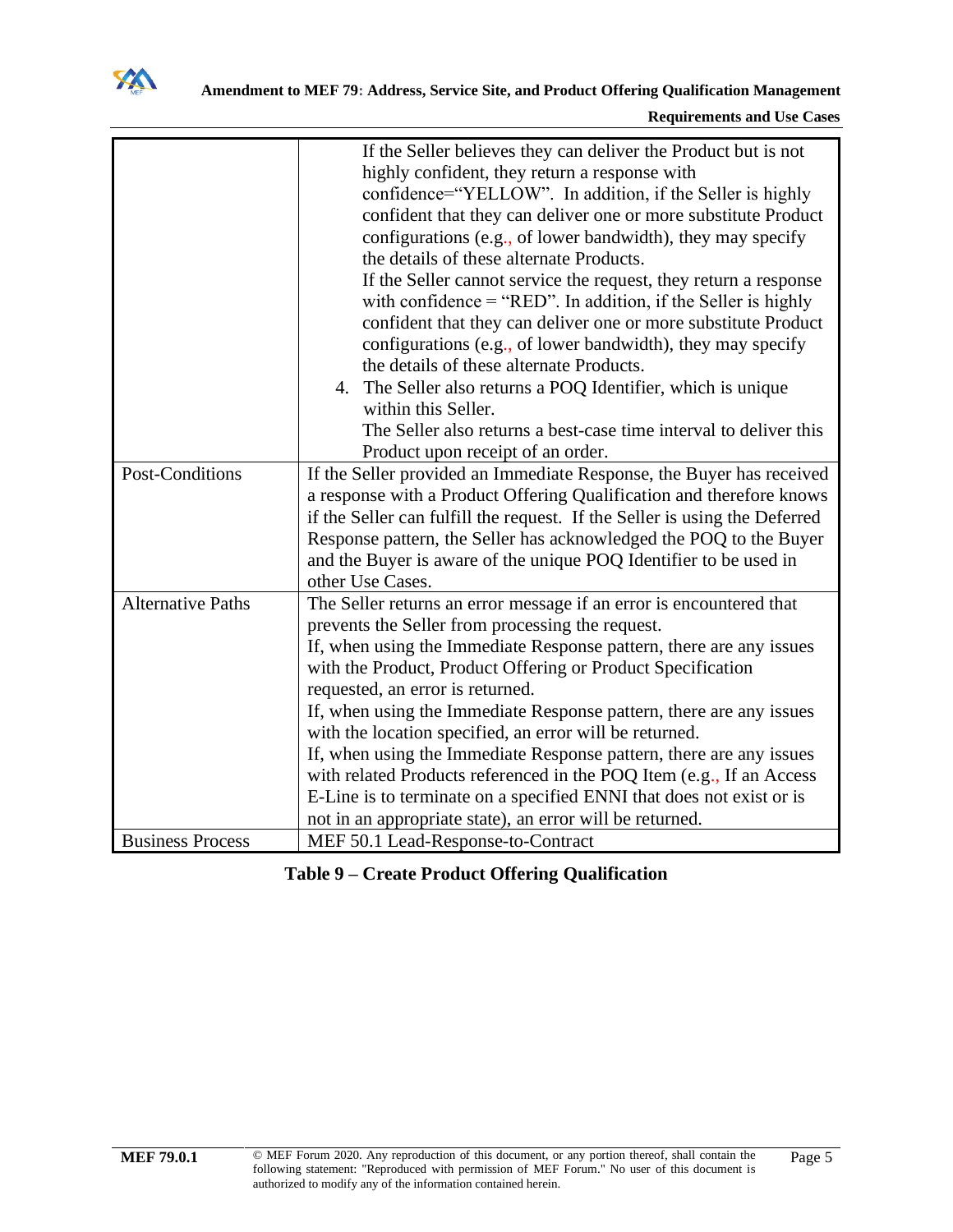| | |
|---|---|
| | If the Seller believes they can deliver the Product but is not highly confident, they return a response with confidence="YELLOW". In addition, if the Seller is highly confident that they can deliver one or more substitute Product configurations (e.g., of lower bandwidth), they may specify the details of these alternate Products.<br>If the Seller cannot service the request, they return a response with confidence = "RED". In addition, if the Seller is highly confident that they can deliver one or more substitute Product configurations (e.g., of lower bandwidth), they may specify the details of these alternate Products.<br>4. The Seller also returns a POQ Identifier, which is unique within this Seller.<br>The Seller also returns a best-case time interval to deliver this Product upon receipt of an order. |
| Post-Conditions | If the Seller provided an Immediate Response, the Buyer has received a response with a Product Offering Qualification and therefore knows if the Seller can fulfill the request. If the Seller is using the Deferred Response pattern, the Seller has acknowledged the POQ to the Buyer and the Buyer is aware of the unique POQ Identifier to be used in other Use Cases. |
| Alternative Paths | The Seller returns an error message if an error is encountered that prevents the Seller from processing the request.<br>If, when using the Immediate Response pattern, there are any issues with the Product, Product Offering or Product Specification requested, an error is returned.<br>If, when using the Immediate Response pattern, there are any issues with the location specified, an error will be returned.<br>If, when using the Immediate Response pattern, there are any issues with related Products referenced in the POQ Item (e.g., If an Access E-Line is to terminate on a specified ENNI that does not exist or is not in an appropriate state), an error will be returned. |
| Business Process | MEF 50.1 Lead-Response-to-Contract |

**Table 9 – Create Product Offering Qualification**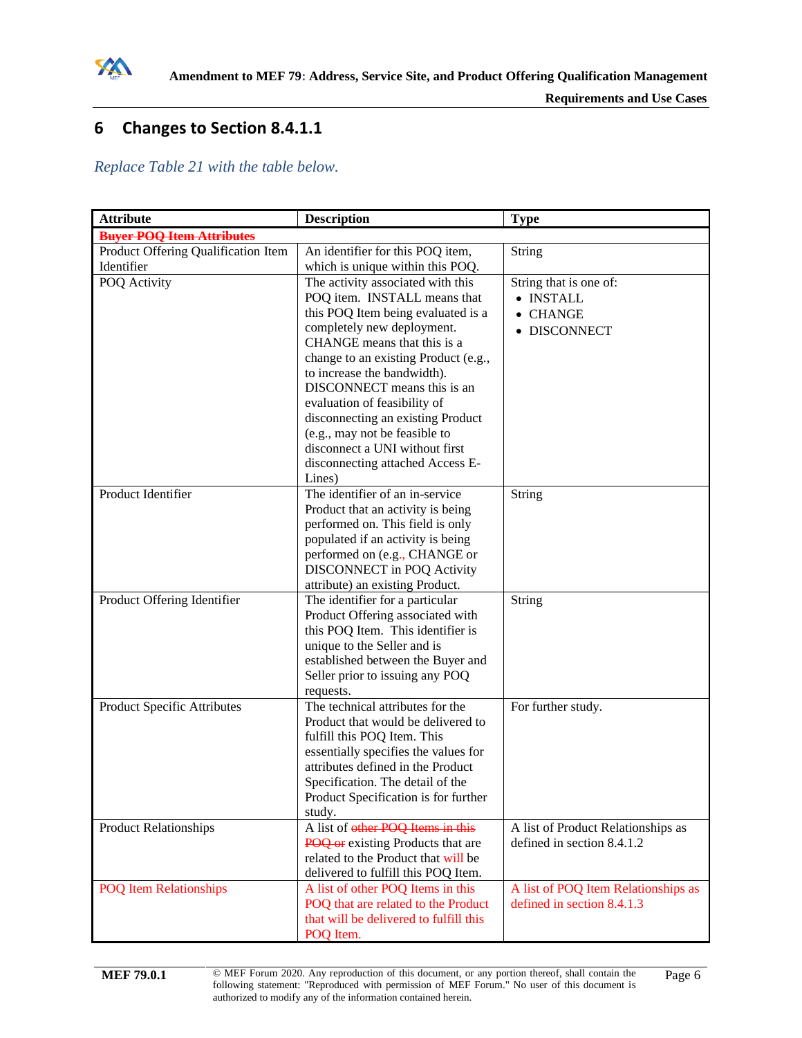## 6 Changes to Section 8.4.1.1

*Replace Table 21 with the table below.*

| Attribute | Description | Type |
|---|---|---|
| ~~Buyer POQ Item Attributes~~ | | |
| Product Offering Qualification Item Identifier | An identifier for this POQ item, which is unique within this POQ. | String |
| POQ Activity | The activity associated with this POQ item. INSTALL means that this POQ Item being evaluated is a completely new deployment. CHANGE means that this is a change to an existing Product (e.g., to increase the bandwidth). DISCONNECT means this is an evaluation of feasibility of disconnecting an existing Product (e.g., may not be feasible to disconnect a UNI without first disconnecting attached Access E-Lines) | String that is one of: <br>• INSTALL <br>• CHANGE <br>• DISCONNECT |
| Product Identifier | The identifier of an in-service Product that an activity is being performed on. This field is only populated if an activity is being performed on (e.g., CHANGE or DISCONNECT in POQ Activity attribute) an existing Product. | String |
| Product Offering Identifier | The identifier for a particular Product Offering associated with this POQ Item. This identifier is unique to the Seller and is established between the Buyer and Seller prior to issuing any POQ requests. | String |
| Product Specific Attributes | The technical attributes for the Product that would be delivered to fulfill this POQ Item. This essentially specifies the values for attributes defined in the Product Specification. The detail of the Product Specification is for further study. | For further study. |
| Product Relationships | A list of ~~other POQ Items in this POQ or~~ existing Products that are related to the Product that will be delivered to fulfill this POQ Item. | A list of Product Relationships as defined in section 8.4.1.2 |
| POQ Item Relationships | A list of other POQ Items in this POQ that are related to the Product that will be delivered to fulfill this POQ Item. | A list of POQ Item Relationships as defined in section 8.4.1.3 |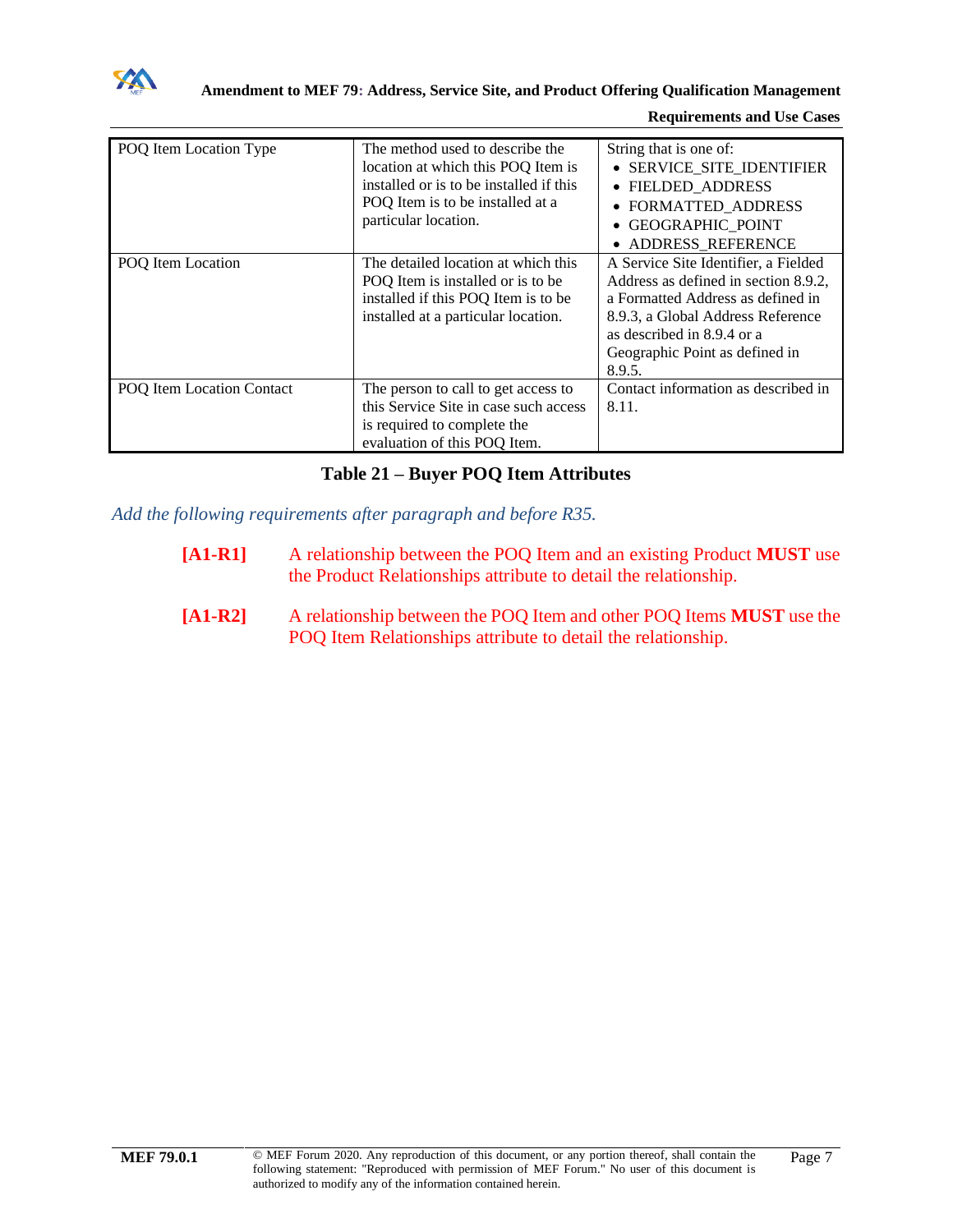| POQ Item Location Type | The method used to describe the location at which this POQ Item is installed or is to be installed if this POQ Item is to be installed at a particular location. | String that is one of:<br>• SERVICE_SITE_IDENTIFIER<br>• FIELDED_ADDRESS<br>• FORMATTED_ADDRESS<br>• GEOGRAPHIC_POINT<br>• ADDRESS_REFERENCE |
|---|---|---|
| POQ Item Location | The detailed location at which this POQ Item is installed or is to be installed if this POQ Item is to be installed at a particular location. | A Service Site Identifier, a Fielded Address as defined in section 8.9.2, a Formatted Address as defined in 8.9.3, a Global Address Reference as described in 8.9.4 or a Geographic Point as defined in 8.9.5. |
| POQ Item Location Contact | The person to call to get access to this Service Site in case such access is required to complete the evaluation of this POQ Item. | Contact information as described in 8.11. |

**Table 21 – Buyer POQ Item Attributes**

*Add the following requirements after paragraph and before R35.*

**[A1-R1]** A relationship between the POQ Item and an existing Product **MUST** use the Product Relationships attribute to detail the relationship.

**[A1-R2]** A relationship between the POQ Item and other POQ Items **MUST** use the POQ Item Relationships attribute to detail the relationship.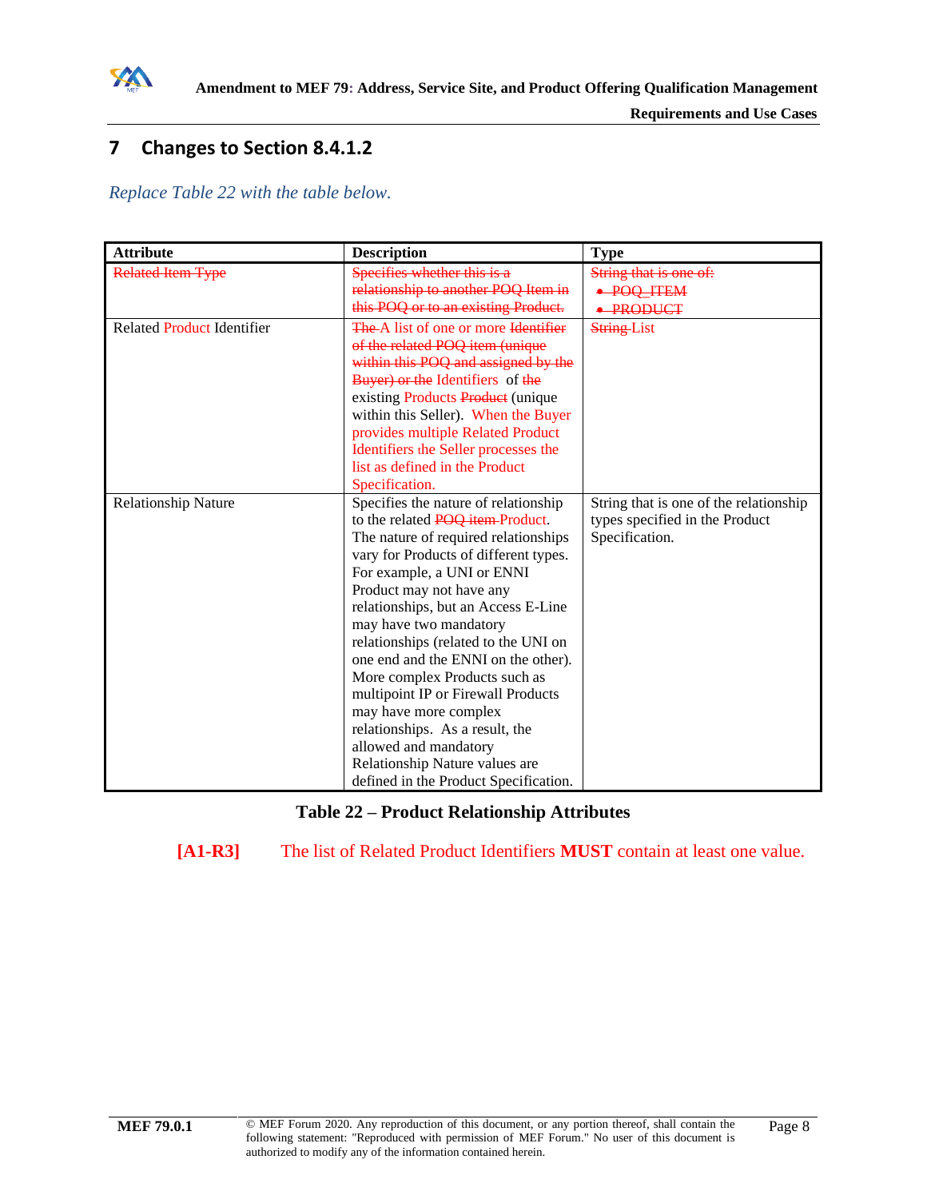## 7 Changes to Section 8.4.1.2

*Replace Table 22 with the table below.*

| Attribute | Description | Type |
|---|---|---|
| ~~Related Item Type~~ | ~~Specifies whether this is a relationship to another POQ Item in this POQ or to an existing Product.~~ | ~~String that is one of:~~ ~~• POQ_ITEM~~ ~~• PRODUCT~~ |
| Related Product Identifier | ~~The~~ A list of one or more ~~Identifier of the related POQ item (unique within this POQ and assigned by the Buyer) or the~~ Identifiers of ~~the~~ existing Products ~~Product~~ (unique within this Seller). When the Buyer provides multiple Related Product Identifiers the Seller processes the list as defined in the Product Specification. | ~~String~~ List |
| Relationship Nature | Specifies the nature of relationship to the related ~~POQ item~~ Product. The nature of required relationships vary for Products of different types. For example, a UNI or ENNI Product may not have any relationships, but an Access E-Line may have two mandatory relationships (related to the UNI on one end and the ENNI on the other). More complex Products such as multipoint IP or Firewall Products may have more complex relationships. As a result, the allowed and mandatory Relationship Nature values are defined in the Product Specification. | String that is one of the relationship types specified in the Product Specification. |

**Table 22 – Product Relationship Attributes**

**[A1-R3]** The list of Related Product Identifiers **MUST** contain at least one value.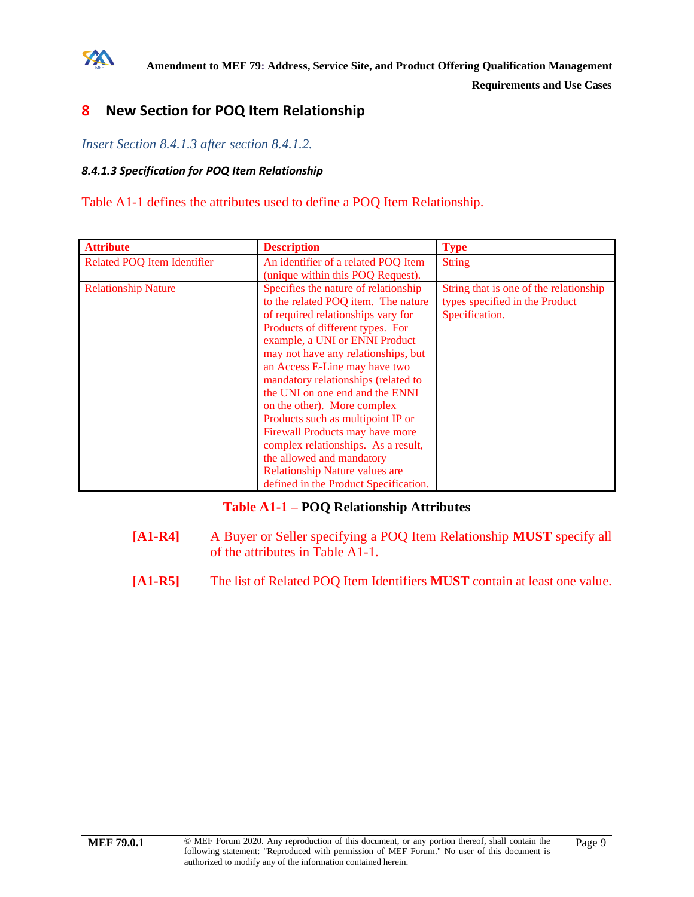# 8 New Section for POQ Item Relationship

*Insert Section 8.4.1.3 after section 8.4.1.2.*

#### *8.4.1.3 Specification for POQ Item Relationship*

Table A1-1 defines the attributes used to define a POQ Item Relationship.

| Attribute | Description | Type |
|---|---|---|
| Related POQ Item Identifier | An identifier of a related POQ Item (unique within this POQ Request). | String |
| Relationship Nature | Specifies the nature of relationship to the related POQ item. The nature of required relationships vary for Products of different types. For example, a UNI or ENNI Product may not have any relationships, but an Access E-Line may have two mandatory relationships (related to the UNI on one end and the ENNI on the other). More complex Products such as multipoint IP or Firewall Products may have more complex relationships. As a result, the allowed and mandatory Relationship Nature values are defined in the Product Specification. | String that is one of the relationship types specified in the Product Specification. |

**Table A1-1 – POQ Relationship Attributes**

**[A1-R4]** A Buyer or Seller specifying a POQ Item Relationship **MUST** specify all of the attributes in Table A1-1.

**[A1-R5]** The list of Related POQ Item Identifiers **MUST** contain at least one value.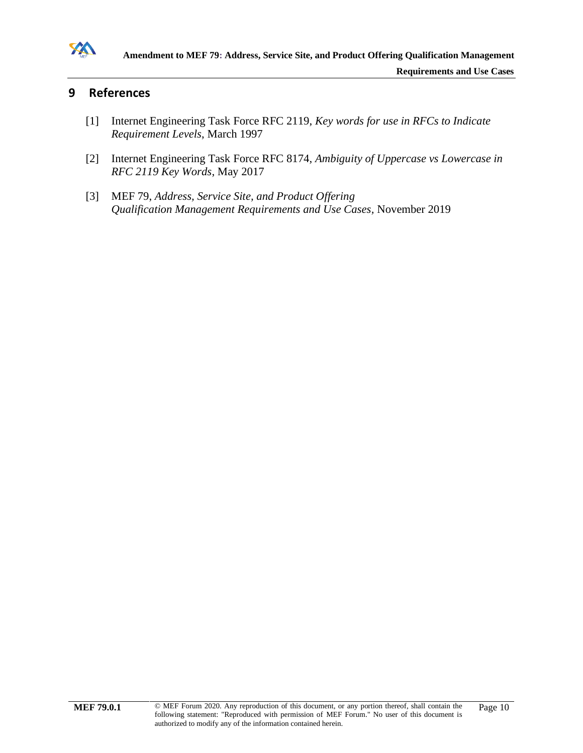# 9 References

[1] Internet Engineering Task Force RFC 2119, *Key words for use in RFCs to Indicate Requirement Levels*, March 1997

[2] Internet Engineering Task Force RFC 8174, *Ambiguity of Uppercase vs Lowercase in RFC 2119 Key Words*, May 2017

[3] MEF 79, *Address, Service Site, and Product Offering Qualification Management Requirements and Use Cases*, November 2019